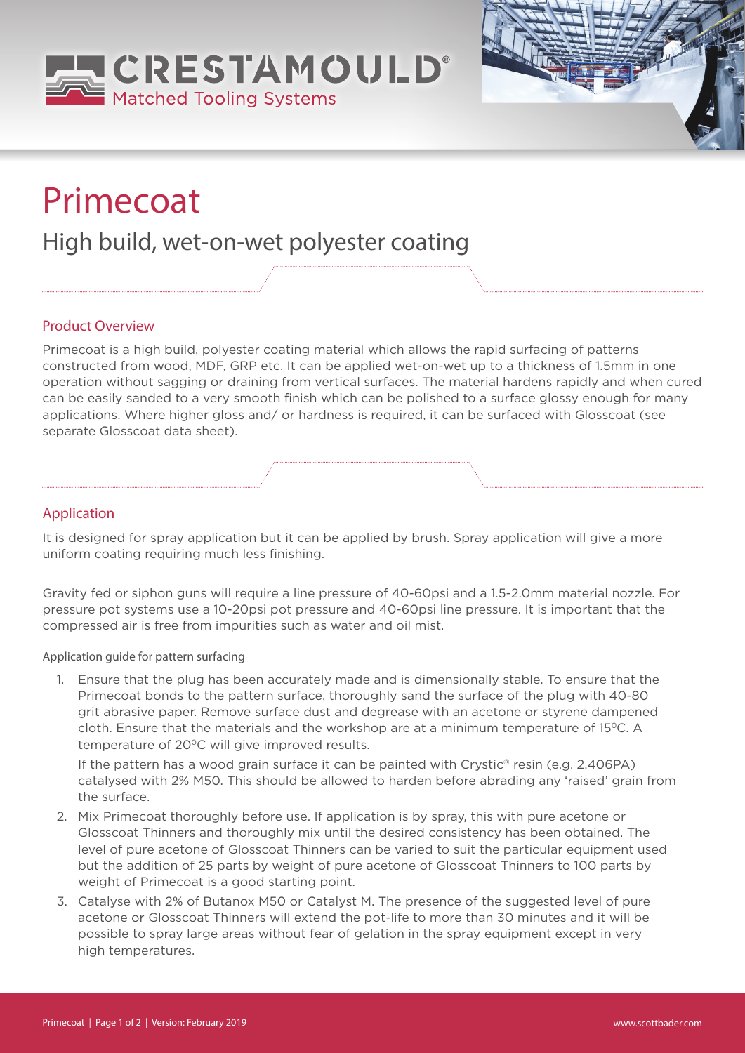CRESTAMOULD®
Matched Tooling Systems

# Primecoat

## High build, wet-on-wet polyester coating

### Product Overview

Primecoat is a high build, polyester coating material which allows the rapid surfacing of patterns constructed from wood, MDF, GRP etc. It can be applied wet-on-wet up to a thickness of 1.5mm in one operation without sagging or draining from vertical surfaces. The material hardens rapidly and when cured can be easily sanded to a very smooth finish which can be polished to a surface glossy enough for many applications. Where higher gloss and/ or hardness is required, it can be surfaced with Glosscoat (see separate Glosscoat data sheet).

### Application

It is designed for spray application but it can be applied by brush. Spray application will give a more uniform coating requiring much less finishing.

Gravity fed or siphon guns will require a line pressure of 40-60psi and a 1.5-2.0mm material nozzle. For pressure pot systems use a 10-20psi pot pressure and 40-60psi line pressure. It is important that the compressed air is free from impurities such as water and oil mist.

#### Application guide for pattern surfacing

1. Ensure that the plug has been accurately made and is dimensionally stable. To ensure that the Primecoat bonds to the pattern surface, thoroughly sand the surface of the plug with 40-80 grit abrasive paper. Remove surface dust and degrease with an acetone or styrene dampened cloth. Ensure that the materials and the workshop are at a minimum temperature of 15°C. A temperature of 20°C will give improved results.

   If the pattern has a wood grain surface it can be painted with Crystic® resin (e.g. 2.406PA) catalysed with 2% M50. This should be allowed to harden before abrading any 'raised' grain from the surface.

2. Mix Primecoat thoroughly before use. If application is by spray, this with pure acetone or Glosscoat Thinners and thoroughly mix until the desired consistency has been obtained. The level of pure acetone of Glosscoat Thinners can be varied to suit the particular equipment used but the addition of 25 parts by weight of pure acetone of Glosscoat Thinners to 100 parts by weight of Primecoat is a good starting point.

3. Catalyse with 2% of Butanox M50 or Catalyst M. The presence of the suggested level of pure acetone or Glosscoat Thinners will extend the pot-life to more than 30 minutes and it will be possible to spray large areas without fear of gelation in the spray equipment except in very high temperatures.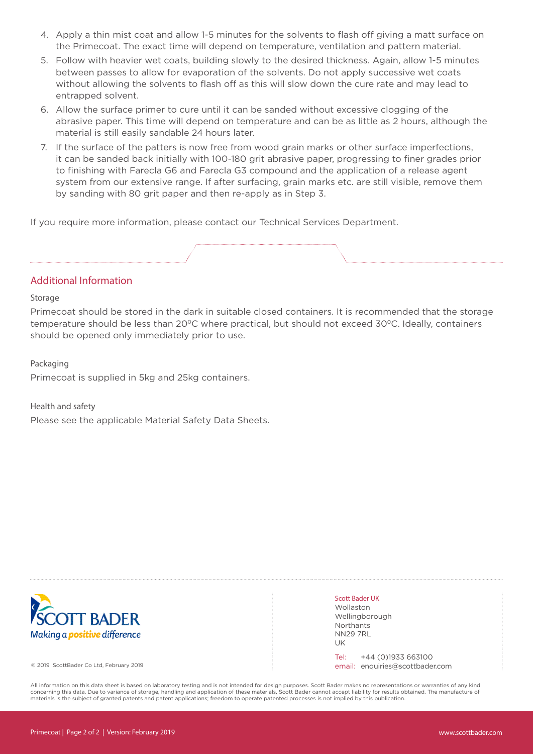4. Apply a thin mist coat and allow 1-5 minutes for the solvents to flash off giving a matt surface on the Primecoat. The exact time will depend on temperature, ventilation and pattern material.
5. Follow with heavier wet coats, building slowly to the desired thickness. Again, allow 1-5 minutes between passes to allow for evaporation of the solvents. Do not apply successive wet coats without allowing the solvents to flash off as this will slow down the cure rate and may lead to entrapped solvent.
6. Allow the surface primer to cure until it can be sanded without excessive clogging of the abrasive paper. This time will depend on temperature and can be as little as 2 hours, although the material is still easily sandable 24 hours later.
7. If the surface of the patters is now free from wood grain marks or other surface imperfections, it can be sanded back initially with 100-180 grit abrasive paper, progressing to finer grades prior to finishing with Farecla G6 and Farecla G3 compound and the application of a release agent system from our extensive range. If after surfacing, grain marks etc. are still visible, remove them by sanding with 80 grit paper and then re-apply as in Step 3.

If you require more information, please contact our Technical Services Department.

## Additional Information

### Storage

Primecoat should be stored in the dark in suitable closed containers. It is recommended that the storage temperature should be less than 20°C where practical, but should not exceed 30°C. Ideally, containers should be opened only immediately prior to use.

### Packaging

Primecoat is supplied in 5kg and 25kg containers.

### Health and safety

Please see the applicable Material Safety Data Sheets.

SCOTT BADER
*Making a positive difference*

© 2019 ScottBader Co Ltd, February 2019

Scott Bader UK
Wollaston
Wellingborough
Northants
NN29 7RL
UK

Tel: +44 (0)1933 663100
email: enquiries@scottbader.com

All information on this data sheet is based on laboratory testing and is not intended for design purposes. Scott Bader makes no representations or warranties of any kind concerning this data. Due to variance of storage, handling and application of these materials, Scott Bader cannot accept liability for results obtained. The manufacture of materials is the subject of granted patents and patent applications; freedom to operate patented processes is not implied by this publication.